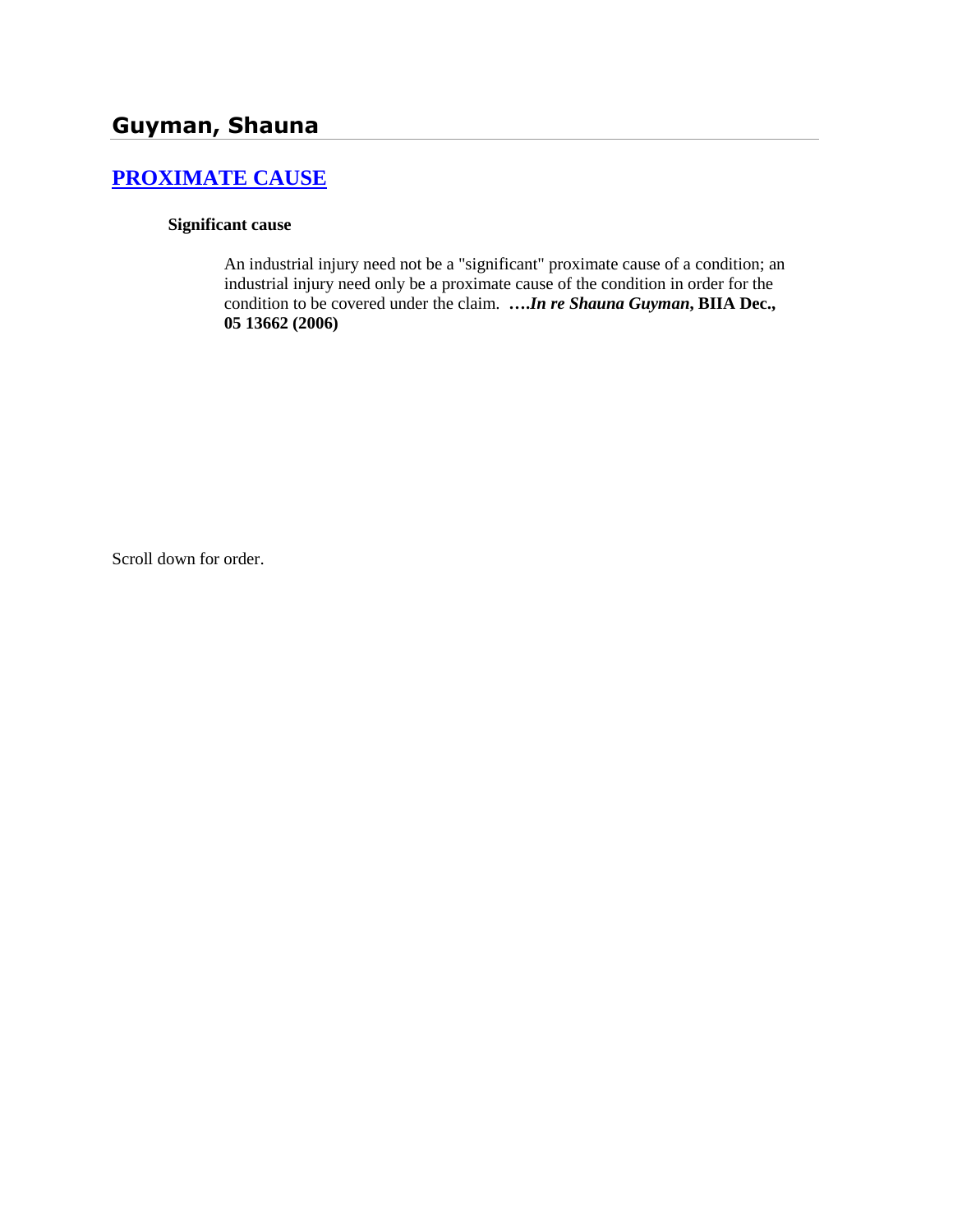# Guyman, Shauna

## PROXIMATE CAUSE

**Significant cause**

An industrial injury need not be a "significant" proximate cause of a condition; an industrial injury need only be a proximate cause of the condition in order for the condition to be covered under the claim. ***….In re Shauna Guyman*, BIIA Dec., 05 13662 (2006)**

Scroll down for order.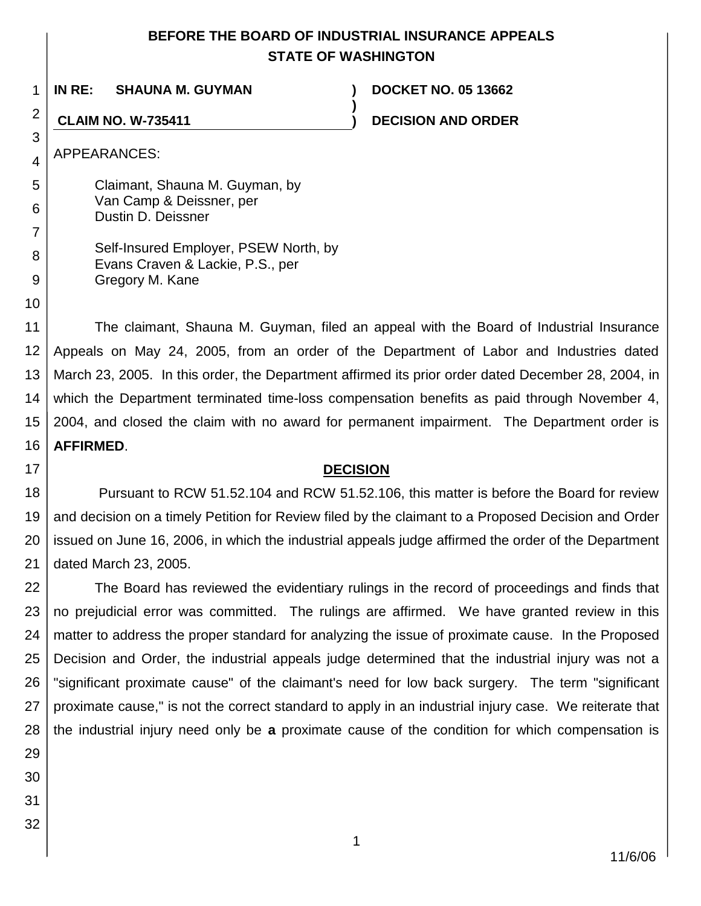# BEFORE THE BOARD OF INDUSTRIAL INSURANCE APPEALS STATE OF WASHINGTON

| | | |
|---|---|---|
| **IN RE: SHAUNA M. GUYMAN** | ) | **DOCKET NO. 05 13662** |
| | ) | |
| **CLAIM NO. W-735411** | ) | **DECISION AND ORDER** |

APPEARANCES:

Claimant, Shauna M. Guyman, by
Van Camp & Deissner, per
Dustin D. Deissner

Self-Insured Employer, PSEW North, by
Evans Craven & Lackie, P.S., per
Gregory M. Kane

The claimant, Shauna M. Guyman, filed an appeal with the Board of Industrial Insurance Appeals on May 24, 2005, from an order of the Department of Labor and Industries dated March 23, 2005. In this order, the Department affirmed its prior order dated December 28, 2004, in which the Department terminated time-loss compensation benefits as paid through November 4, 2004, and closed the claim with no award for permanent impairment. The Department order is **AFFIRMED**.

## DECISION

Pursuant to RCW 51.52.104 and RCW 51.52.106, this matter is before the Board for review and decision on a timely Petition for Review filed by the claimant to a Proposed Decision and Order issued on June 16, 2006, in which the industrial appeals judge affirmed the order of the Department dated March 23, 2005.

The Board has reviewed the evidentiary rulings in the record of proceedings and finds that no prejudicial error was committed. The rulings are affirmed. We have granted review in this matter to address the proper standard for analyzing the issue of proximate cause. In the Proposed Decision and Order, the industrial appeals judge determined that the industrial injury was not a "significant proximate cause" of the claimant's need for low back surgery. The term "significant proximate cause," is not the correct standard to apply in an industrial injury case. We reiterate that the industrial injury need only be **a** proximate cause of the condition for which compensation is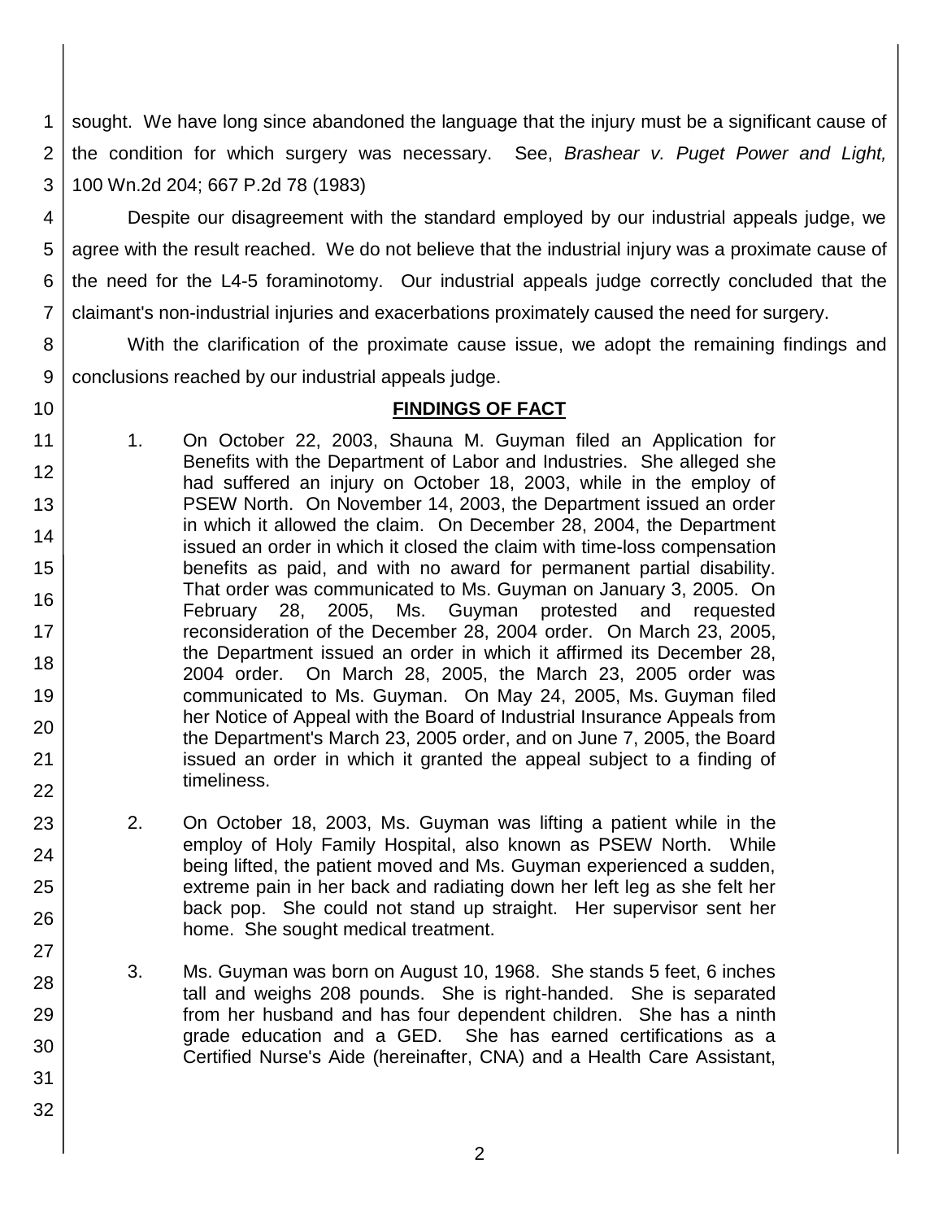sought. We have long since abandoned the language that the injury must be a significant cause of the condition for which surgery was necessary. See, *Brashear v. Puget Power and Light,* 100 Wn.2d 204; 667 P.2d 78 (1983)

Despite our disagreement with the standard employed by our industrial appeals judge, we agree with the result reached. We do not believe that the industrial injury was a proximate cause of the need for the L4-5 foraminotomy. Our industrial appeals judge correctly concluded that the claimant's non-industrial injuries and exacerbations proximately caused the need for surgery.

With the clarification of the proximate cause issue, we adopt the remaining findings and conclusions reached by our industrial appeals judge.

## FINDINGS OF FACT

1. On October 22, 2003, Shauna M. Guyman filed an Application for Benefits with the Department of Labor and Industries. She alleged she had suffered an injury on October 18, 2003, while in the employ of PSEW North. On November 14, 2003, the Department issued an order in which it allowed the claim. On December 28, 2004, the Department issued an order in which it closed the claim with time-loss compensation benefits as paid, and with no award for permanent partial disability. That order was communicated to Ms. Guyman on January 3, 2005. On February 28, 2005, Ms. Guyman protested and requested reconsideration of the December 28, 2004 order. On March 23, 2005, the Department issued an order in which it affirmed its December 28, 2004 order. On March 28, 2005, the March 23, 2005 order was communicated to Ms. Guyman. On May 24, 2005, Ms. Guyman filed her Notice of Appeal with the Board of Industrial Insurance Appeals from the Department's March 23, 2005 order, and on June 7, 2005, the Board issued an order in which it granted the appeal subject to a finding of timeliness.

2. On October 18, 2003, Ms. Guyman was lifting a patient while in the employ of Holy Family Hospital, also known as PSEW North. While being lifted, the patient moved and Ms. Guyman experienced a sudden, extreme pain in her back and radiating down her left leg as she felt her back pop. She could not stand up straight. Her supervisor sent her home. She sought medical treatment.

3. Ms. Guyman was born on August 10, 1968. She stands 5 feet, 6 inches tall and weighs 208 pounds. She is right-handed. She is separated from her husband and has four dependent children. She has a ninth grade education and a GED. She has earned certifications as a Certified Nurse's Aide (hereinafter, CNA) and a Health Care Assistant,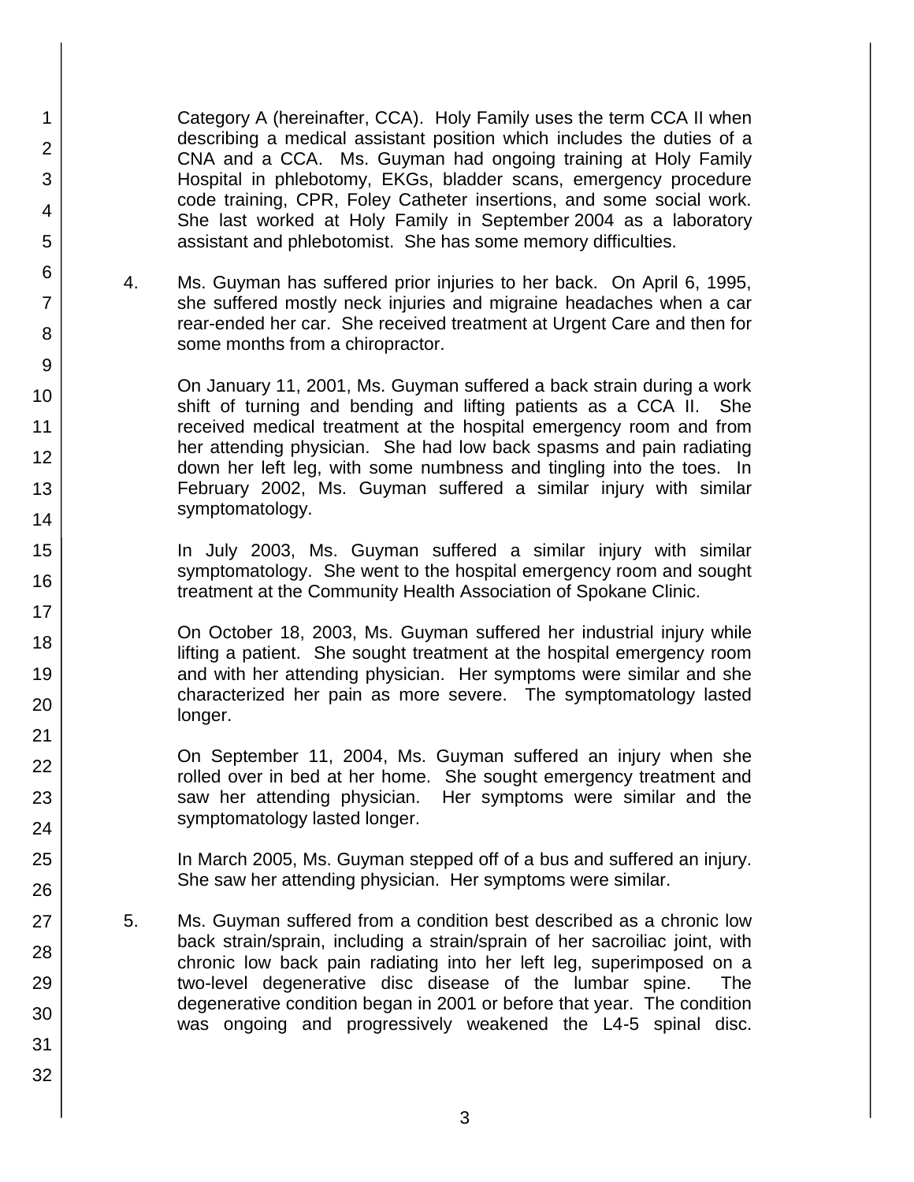Category A (hereinafter, CCA). Holy Family uses the term CCA II when describing a medical assistant position which includes the duties of a CNA and a CCA. Ms. Guyman had ongoing training at Holy Family Hospital in phlebotomy, EKGs, bladder scans, emergency procedure code training, CPR, Foley Catheter insertions, and some social work. She last worked at Holy Family in September 2004 as a laboratory assistant and phlebotomist. She has some memory difficulties.

4. Ms. Guyman has suffered prior injuries to her back. On April 6, 1995, she suffered mostly neck injuries and migraine headaches when a car rear-ended her car. She received treatment at Urgent Care and then for some months from a chiropractor.

   On January 11, 2001, Ms. Guyman suffered a back strain during a work shift of turning and bending and lifting patients as a CCA II. She received medical treatment at the hospital emergency room and from her attending physician. She had low back spasms and pain radiating down her left leg, with some numbness and tingling into the toes. In February 2002, Ms. Guyman suffered a similar injury with similar symptomatology.

   In July 2003, Ms. Guyman suffered a similar injury with similar symptomatology. She went to the hospital emergency room and sought treatment at the Community Health Association of Spokane Clinic.

   On October 18, 2003, Ms. Guyman suffered her industrial injury while lifting a patient. She sought treatment at the hospital emergency room and with her attending physician. Her symptoms were similar and she characterized her pain as more severe. The symptomatology lasted longer.

   On September 11, 2004, Ms. Guyman suffered an injury when she rolled over in bed at her home. She sought emergency treatment and saw her attending physician. Her symptoms were similar and the symptomatology lasted longer.

   In March 2005, Ms. Guyman stepped off of a bus and suffered an injury. She saw her attending physician. Her symptoms were similar.

5. Ms. Guyman suffered from a condition best described as a chronic low back strain/sprain, including a strain/sprain of her sacroiliac joint, with chronic low back pain radiating into her left leg, superimposed on a two-level degenerative disc disease of the lumbar spine. The degenerative condition began in 2001 or before that year. The condition was ongoing and progressively weakened the L4-5 spinal disc.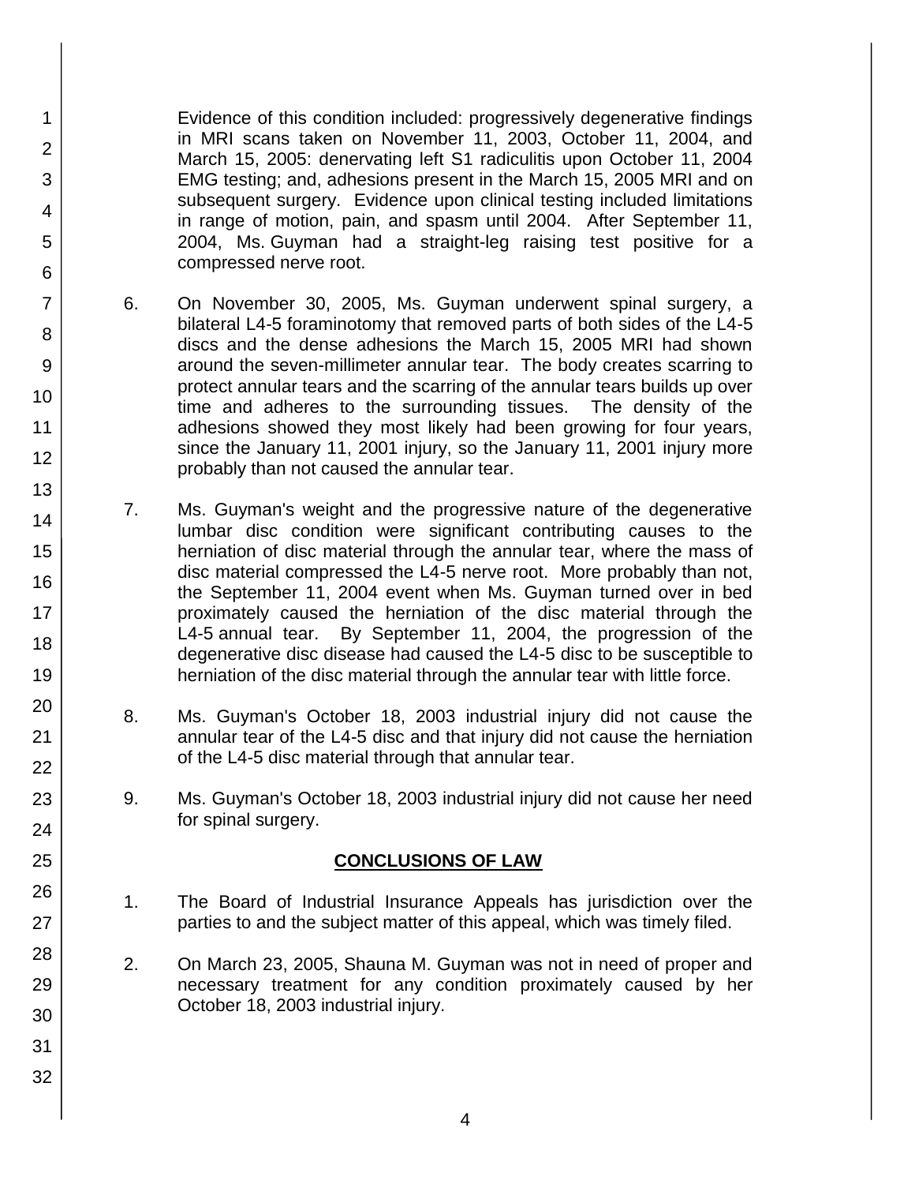Evidence of this condition included: progressively degenerative findings in MRI scans taken on November 11, 2003, October 11, 2004, and March 15, 2005: denervating left S1 radiculitis upon October 11, 2004 EMG testing; and, adhesions present in the March 15, 2005 MRI and on subsequent surgery. Evidence upon clinical testing included limitations in range of motion, pain, and spasm until 2004. After September 11, 2004, Ms. Guyman had a straight-leg raising test positive for a compressed nerve root.

6. On November 30, 2005, Ms. Guyman underwent spinal surgery, a bilateral L4-5 foraminotomy that removed parts of both sides of the L4-5 discs and the dense adhesions the March 15, 2005 MRI had shown around the seven-millimeter annular tear. The body creates scarring to protect annular tears and the scarring of the annular tears builds up over time and adheres to the surrounding tissues. The density of the adhesions showed they most likely had been growing for four years, since the January 11, 2001 injury, so the January 11, 2001 injury more probably than not caused the annular tear.

7. Ms. Guyman's weight and the progressive nature of the degenerative lumbar disc condition were significant contributing causes to the herniation of disc material through the annular tear, where the mass of disc material compressed the L4-5 nerve root. More probably than not, the September 11, 2004 event when Ms. Guyman turned over in bed proximately caused the herniation of the disc material through the L4-5 annual tear. By September 11, 2004, the progression of the degenerative disc disease had caused the L4-5 disc to be susceptible to herniation of the disc material through the annular tear with little force.

8. Ms. Guyman's October 18, 2003 industrial injury did not cause the annular tear of the L4-5 disc and that injury did not cause the herniation of the L4-5 disc material through that annular tear.

9. Ms. Guyman's October 18, 2003 industrial injury did not cause her need for spinal surgery.

## CONCLUSIONS OF LAW

1. The Board of Industrial Insurance Appeals has jurisdiction over the parties to and the subject matter of this appeal, which was timely filed.

2. On March 23, 2005, Shauna M. Guyman was not in need of proper and necessary treatment for any condition proximately caused by her October 18, 2003 industrial injury.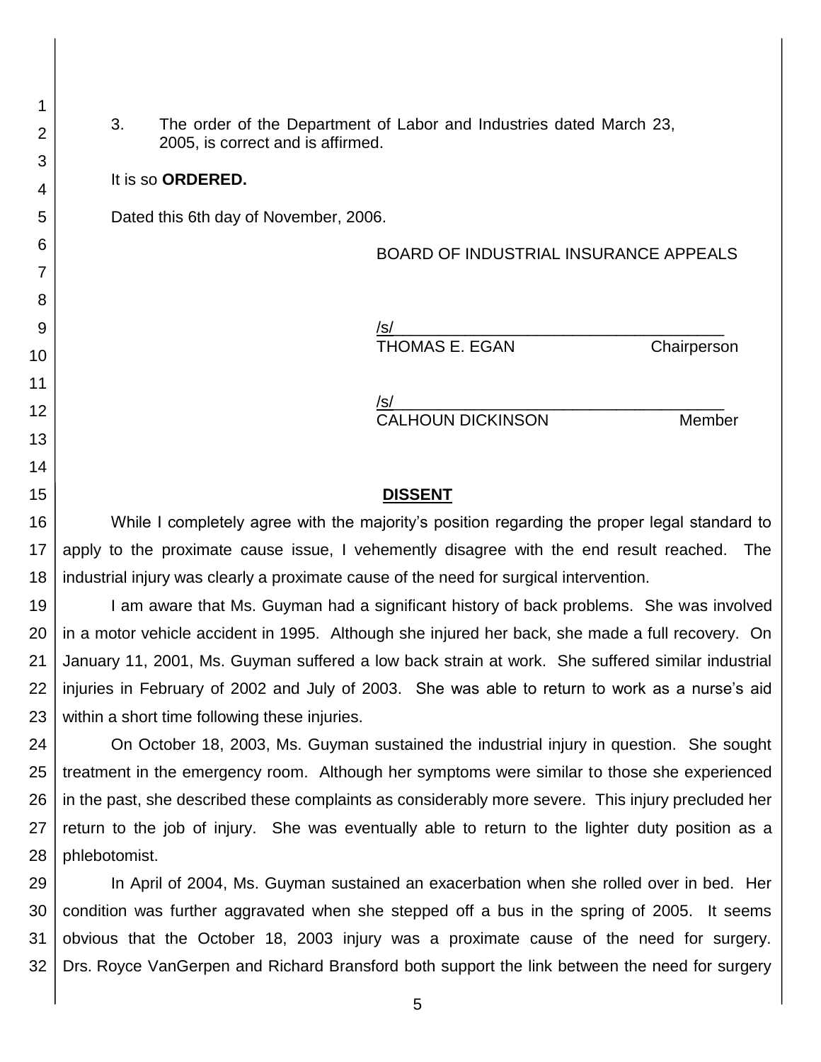3. The order of the Department of Labor and Industries dated March 23, 2005, is correct and is affirmed.

It is so **ORDERED.**

Dated this 6th day of November, 2006.

BOARD OF INDUSTRIAL INSURANCE APPEALS

/s/
THOMAS E. EGAN Chairperson

/s/
CALHOUN DICKINSON Member

## DISSENT

While I completely agree with the majority's position regarding the proper legal standard to apply to the proximate cause issue, I vehemently disagree with the end result reached. The industrial injury was clearly a proximate cause of the need for surgical intervention.

I am aware that Ms. Guyman had a significant history of back problems. She was involved in a motor vehicle accident in 1995. Although she injured her back, she made a full recovery. On January 11, 2001, Ms. Guyman suffered a low back strain at work. She suffered similar industrial injuries in February of 2002 and July of 2003. She was able to return to work as a nurse's aid within a short time following these injuries.

On October 18, 2003, Ms. Guyman sustained the industrial injury in question. She sought treatment in the emergency room. Although her symptoms were similar to those she experienced in the past, she described these complaints as considerably more severe. This injury precluded her return to the job of injury. She was eventually able to return to the lighter duty position as a phlebotomist.

In April of 2004, Ms. Guyman sustained an exacerbation when she rolled over in bed. Her condition was further aggravated when she stepped off a bus in the spring of 2005. It seems obvious that the October 18, 2003 injury was a proximate cause of the need for surgery. Drs. Royce VanGerpen and Richard Bransford both support the link between the need for surgery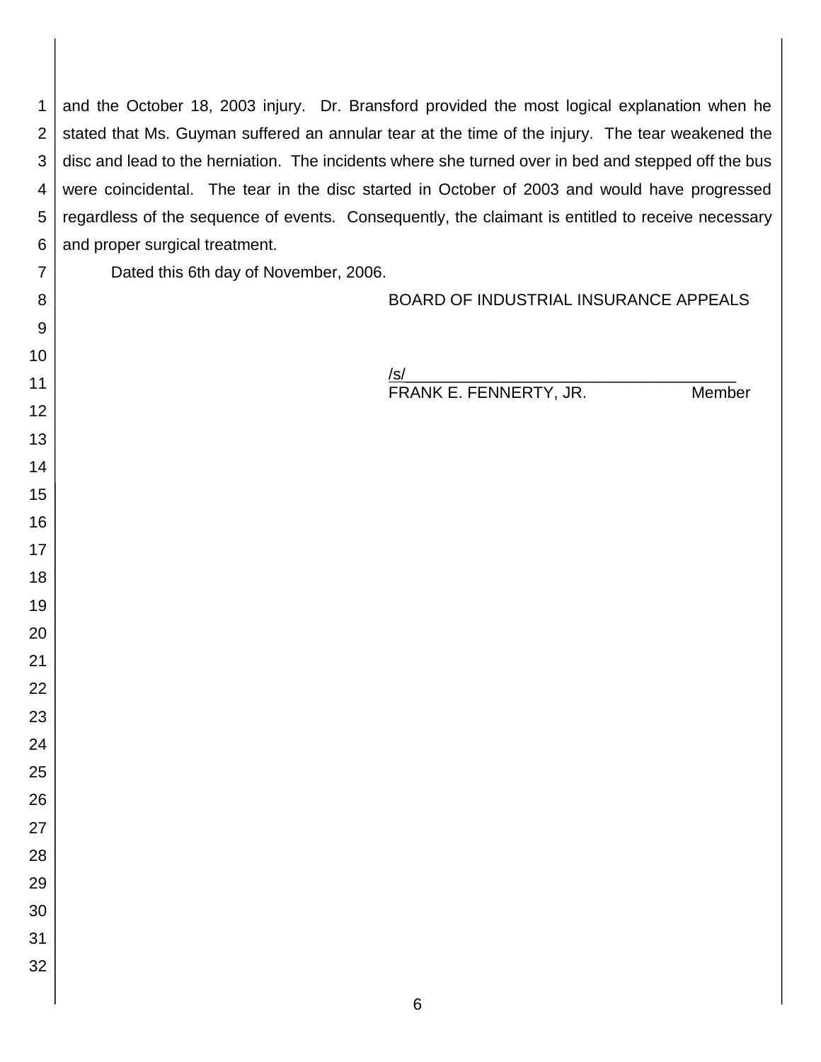and the October 18, 2003 injury. Dr. Bransford provided the most logical explanation when he stated that Ms. Guyman suffered an annular tear at the time of the injury. The tear weakened the disc and lead to the herniation. The incidents where she turned over in bed and stepped off the bus were coincidental. The tear in the disc started in October of 2003 and would have progressed regardless of the sequence of events. Consequently, the claimant is entitled to receive necessary and proper surgical treatment.

Dated this 6th day of November, 2006.

BOARD OF INDUSTRIAL INSURANCE APPEALS

/s/\_\_\_\_\_\_\_\_\_\_\_\_\_\_\_\_\_\_\_\_\_\_\_\_\_\_\_\_\_\_\_\_\_\_\_\_
FRANK E. FENNERTY, JR. Member